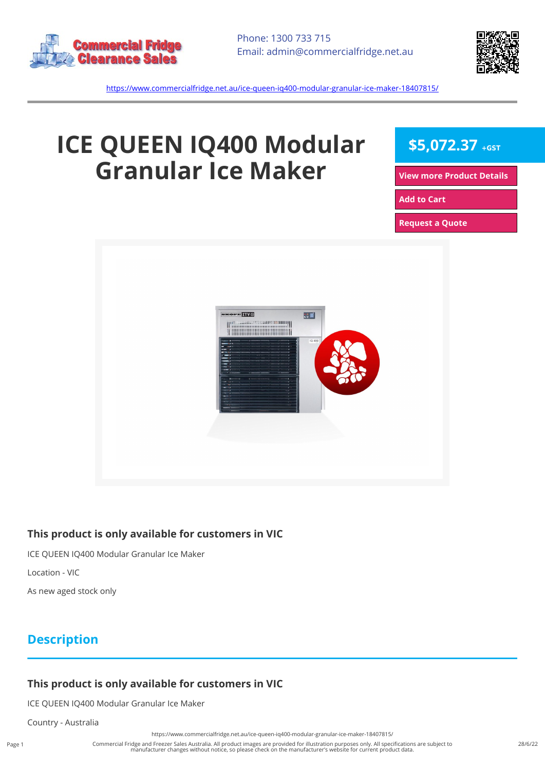Commercial Fridge Clearance Sales

Phone: 1300 733 715
Email: admin@commercialfridge.net.au

https://www.commercialfridge.net.au/ice-queen-iq400-modular-granular-ice-maker-18407815/

# ICE QUEEN IQ400 Modular Granular Ice Maker

**$5,072.37** +GST

View more Product Details

Add to Cart

Request a Quote

### This product is only available for customers in VIC

ICE QUEEN IQ400 Modular Granular Ice Maker

Location - VIC

As new aged stock only

## Description

### This product is only available for customers in VIC

ICE QUEEN IQ400 Modular Granular Ice Maker

Country - Australia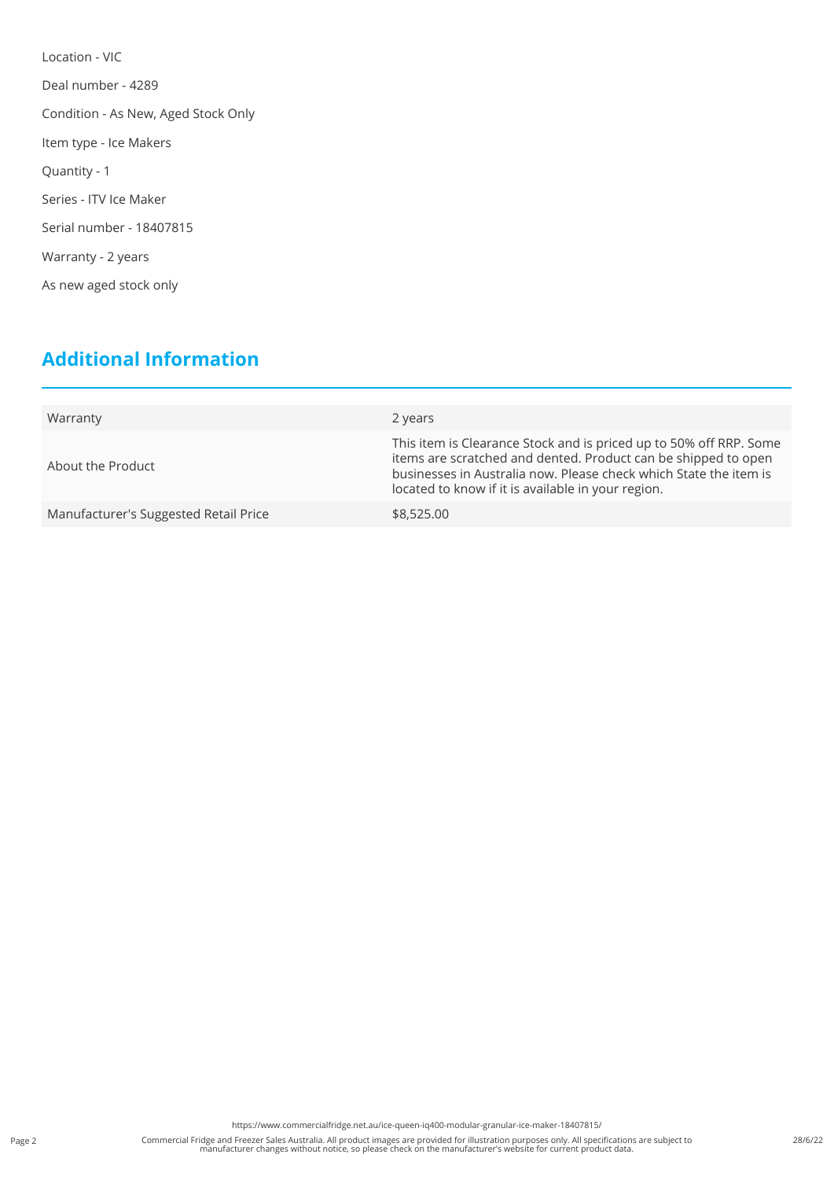Location - VIC

Deal number - 4289

Condition - As New, Aged Stock Only

Item type - Ice Makers

Quantity - 1

Series - ITV Ice Maker

Serial number - 18407815

Warranty - 2 years

As new aged stock only

## Additional Information

| | |
|---|---|
| Warranty | 2 years |
| About the Product | This item is Clearance Stock and is priced up to 50% off RRP. Some items are scratched and dented. Product can be shipped to open businesses in Australia now. Please check which State the item is located to know if it is available in your region. |
| Manufacturer's Suggested Retail Price | $8,525.00 |